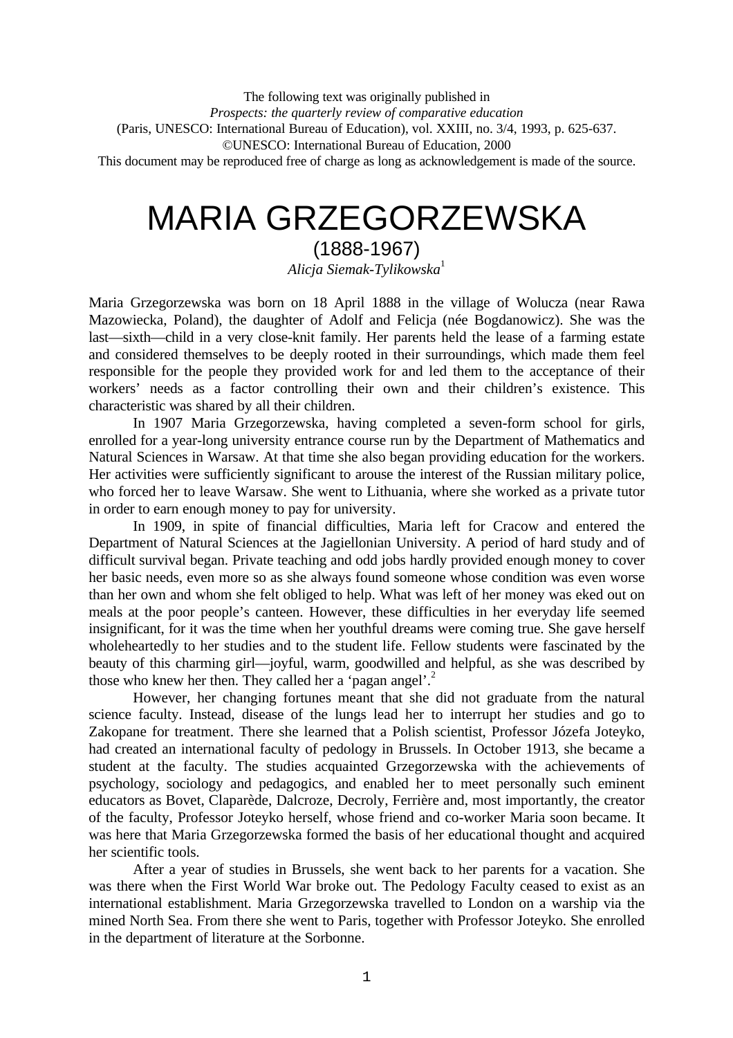The following text was originally published in
*Prospects: the quarterly review of comparative education*
(Paris, UNESCO: International Bureau of Education), vol. XXIII, no. 3/4, 1993, p. 625-637.
©UNESCO: International Bureau of Education, 2000
This document may be reproduced free of charge as long as acknowledgement is made of the source.

# MARIA GRZEGORZEWSKA

## (1888-1967)

*Alicja Siemak-Tylikowska*[1]

Maria Grzegorzewska was born on 18 April 1888 in the village of Wolucza (near Rawa Mazowiecka, Poland), the daughter of Adolf and Felicja (née Bogdanowicz). She was the last—sixth—child in a very close-knit family. Her parents held the lease of a farming estate and considered themselves to be deeply rooted in their surroundings, which made them feel responsible for the people they provided work for and led them to the acceptance of their workers' needs as a factor controlling their own and their children's existence. This characteristic was shared by all their children.

In 1907 Maria Grzegorzewska, having completed a seven-form school for girls, enrolled for a year-long university entrance course run by the Department of Mathematics and Natural Sciences in Warsaw. At that time she also began providing education for the workers. Her activities were sufficiently significant to arouse the interest of the Russian military police, who forced her to leave Warsaw. She went to Lithuania, where she worked as a private tutor in order to earn enough money to pay for university.

In 1909, in spite of financial difficulties, Maria left for Cracow and entered the Department of Natural Sciences at the Jagiellonian University. A period of hard study and of difficult survival began. Private teaching and odd jobs hardly provided enough money to cover her basic needs, even more so as she always found someone whose condition was even worse than her own and whom she felt obliged to help. What was left of her money was eked out on meals at the poor people's canteen. However, these difficulties in her everyday life seemed insignificant, for it was the time when her youthful dreams were coming true. She gave herself wholeheartedly to her studies and to the student life. Fellow students were fascinated by the beauty of this charming girl—joyful, warm, goodwilled and helpful, as she was described by those who knew her then. They called her a 'pagan angel'.[2]

However, her changing fortunes meant that she did not graduate from the natural science faculty. Instead, disease of the lungs lead her to interrupt her studies and go to Zakopane for treatment. There she learned that a Polish scientist, Professor Józefa Joteyko, had created an international faculty of pedology in Brussels. In October 1913, she became a student at the faculty. The studies acquainted Grzegorzewska with the achievements of psychology, sociology and pedagogics, and enabled her to meet personally such eminent educators as Bovet, Claparède, Dalcroze, Decroly, Ferrière and, most importantly, the creator of the faculty, Professor Joteyko herself, whose friend and co-worker Maria soon became. It was here that Maria Grzegorzewska formed the basis of her educational thought and acquired her scientific tools.

After a year of studies in Brussels, she went back to her parents for a vacation. She was there when the First World War broke out. The Pedology Faculty ceased to exist as an international establishment. Maria Grzegorzewska travelled to London on a warship via the mined North Sea. From there she went to Paris, together with Professor Joteyko. She enrolled in the department of literature at the Sorbonne.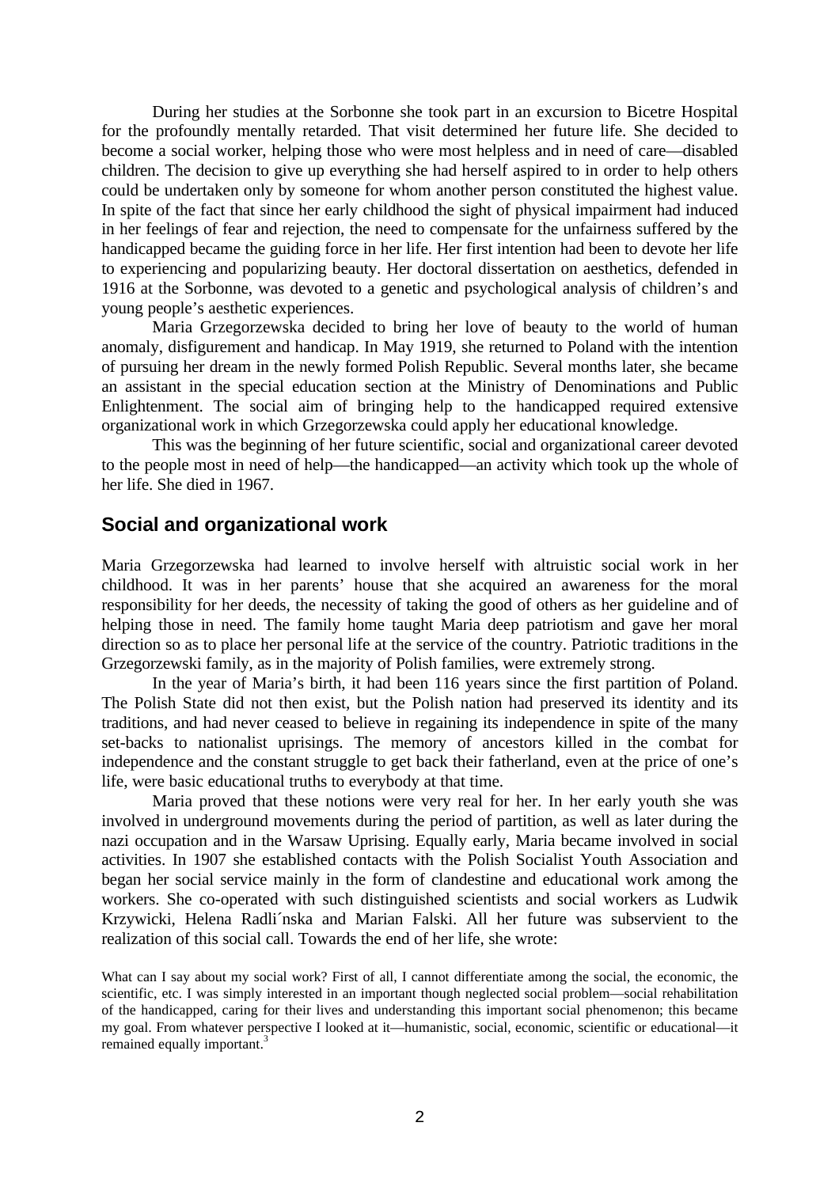During her studies at the Sorbonne she took part in an excursion to Bicetre Hospital for the profoundly mentally retarded. That visit determined her future life. She decided to become a social worker, helping those who were most helpless and in need of care—disabled children. The decision to give up everything she had herself aspired to in order to help others could be undertaken only by someone for whom another person constituted the highest value. In spite of the fact that since her early childhood the sight of physical impairment had induced in her feelings of fear and rejection, the need to compensate for the unfairness suffered by the handicapped became the guiding force in her life. Her first intention had been to devote her life to experiencing and popularizing beauty. Her doctoral dissertation on aesthetics, defended in 1916 at the Sorbonne, was devoted to a genetic and psychological analysis of children's and young people's aesthetic experiences.

Maria Grzegorzewska decided to bring her love of beauty to the world of human anomaly, disfigurement and handicap. In May 1919, she returned to Poland with the intention of pursuing her dream in the newly formed Polish Republic. Several months later, she became an assistant in the special education section at the Ministry of Denominations and Public Enlightenment. The social aim of bringing help to the handicapped required extensive organizational work in which Grzegorzewska could apply her educational knowledge.

This was the beginning of her future scientific, social and organizational career devoted to the people most in need of help—the handicapped—an activity which took up the whole of her life. She died in 1967.

## Social and organizational work

Maria Grzegorzewska had learned to involve herself with altruistic social work in her childhood. It was in her parents' house that she acquired an awareness for the moral responsibility for her deeds, the necessity of taking the good of others as her guideline and of helping those in need. The family home taught Maria deep patriotism and gave her moral direction so as to place her personal life at the service of the country. Patriotic traditions in the Grzegorzewski family, as in the majority of Polish families, were extremely strong.

In the year of Maria's birth, it had been 116 years since the first partition of Poland. The Polish State did not then exist, but the Polish nation had preserved its identity and its traditions, and had never ceased to believe in regaining its independence in spite of the many set-backs to nationalist uprisings. The memory of ancestors killed in the combat for independence and the constant struggle to get back their fatherland, even at the price of one's life, were basic educational truths to everybody at that time.

Maria proved that these notions were very real for her. In her early youth she was involved in underground movements during the period of partition, as well as later during the nazi occupation and in the Warsaw Uprising. Equally early, Maria became involved in social activities. In 1907 she established contacts with the Polish Socialist Youth Association and began her social service mainly in the form of clandestine and educational work among the workers. She co-operated with such distinguished scientists and social workers as Ludwik Krzywicki, Helena Radlińska and Marian Falski. All her future was subservient to the realization of this social call. Towards the end of her life, she wrote:

> What can I say about my social work? First of all, I cannot differentiate among the social, the economic, the scientific, etc. I was simply interested in an important though neglected social problem—social rehabilitation of the handicapped, caring for their lives and understanding this important social phenomenon; this became my goal. From whatever perspective I looked at it—humanistic, social, economic, scientific or educational—it remained equally important.[3]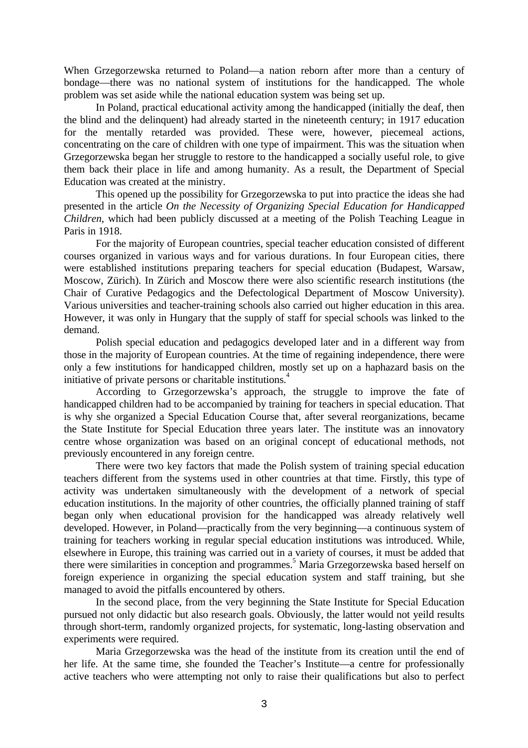When Grzegorzewska returned to Poland—a nation reborn after more than a century of bondage—there was no national system of institutions for the handicapped. The whole problem was set aside while the national education system was being set up.

In Poland, practical educational activity among the handicapped (initially the deaf, then the blind and the delinquent) had already started in the nineteenth century; in 1917 education for the mentally retarded was provided. These were, however, piecemeal actions, concentrating on the care of children with one type of impairment. This was the situation when Grzegorzewska began her struggle to restore to the handicapped a socially useful role, to give them back their place in life and among humanity. As a result, the Department of Special Education was created at the ministry.

This opened up the possibility for Grzegorzewska to put into practice the ideas she had presented in the article *On the Necessity of Organizing Special Education for Handicapped Children*, which had been publicly discussed at a meeting of the Polish Teaching League in Paris in 1918.

For the majority of European countries, special teacher education consisted of different courses organized in various ways and for various durations. In four European cities, there were established institutions preparing teachers for special education (Budapest, Warsaw, Moscow, Zürich). In Zürich and Moscow there were also scientific research institutions (the Chair of Curative Pedagogics and the Defectological Department of Moscow University). Various universities and teacher-training schools also carried out higher education in this area. However, it was only in Hungary that the supply of staff for special schools was linked to the demand.

Polish special education and pedagogics developed later and in a different way from those in the majority of European countries. At the time of regaining independence, there were only a few institutions for handicapped children, mostly set up on a haphazard basis on the initiative of private persons or charitable institutions.[4]

According to Grzegorzewska's approach, the struggle to improve the fate of handicapped children had to be accompanied by training for teachers in special education. That is why she organized a Special Education Course that, after several reorganizations, became the State Institute for Special Education three years later. The institute was an innovatory centre whose organization was based on an original concept of educational methods, not previously encountered in any foreign centre.

There were two key factors that made the Polish system of training special education teachers different from the systems used in other countries at that time. Firstly, this type of activity was undertaken simultaneously with the development of a network of special education institutions. In the majority of other countries, the officially planned training of staff began only when educational provision for the handicapped was already relatively well developed. However, in Poland—practically from the very beginning—a continuous system of training for teachers working in regular special education institutions was introduced. While, elsewhere in Europe, this training was carried out in a variety of courses, it must be added that there were similarities in conception and programmes.[5] Maria Grzegorzewska based herself on foreign experience in organizing the special education system and staff training, but she managed to avoid the pitfalls encountered by others.

In the second place, from the very beginning the State Institute for Special Education pursued not only didactic but also research goals. Obviously, the latter would not yeild results through short-term, randomly organized projects, for systematic, long-lasting observation and experiments were required.

Maria Grzegorzewska was the head of the institute from its creation until the end of her life. At the same time, she founded the Teacher's Institute—a centre for professionally active teachers who were attempting not only to raise their qualifications but also to perfect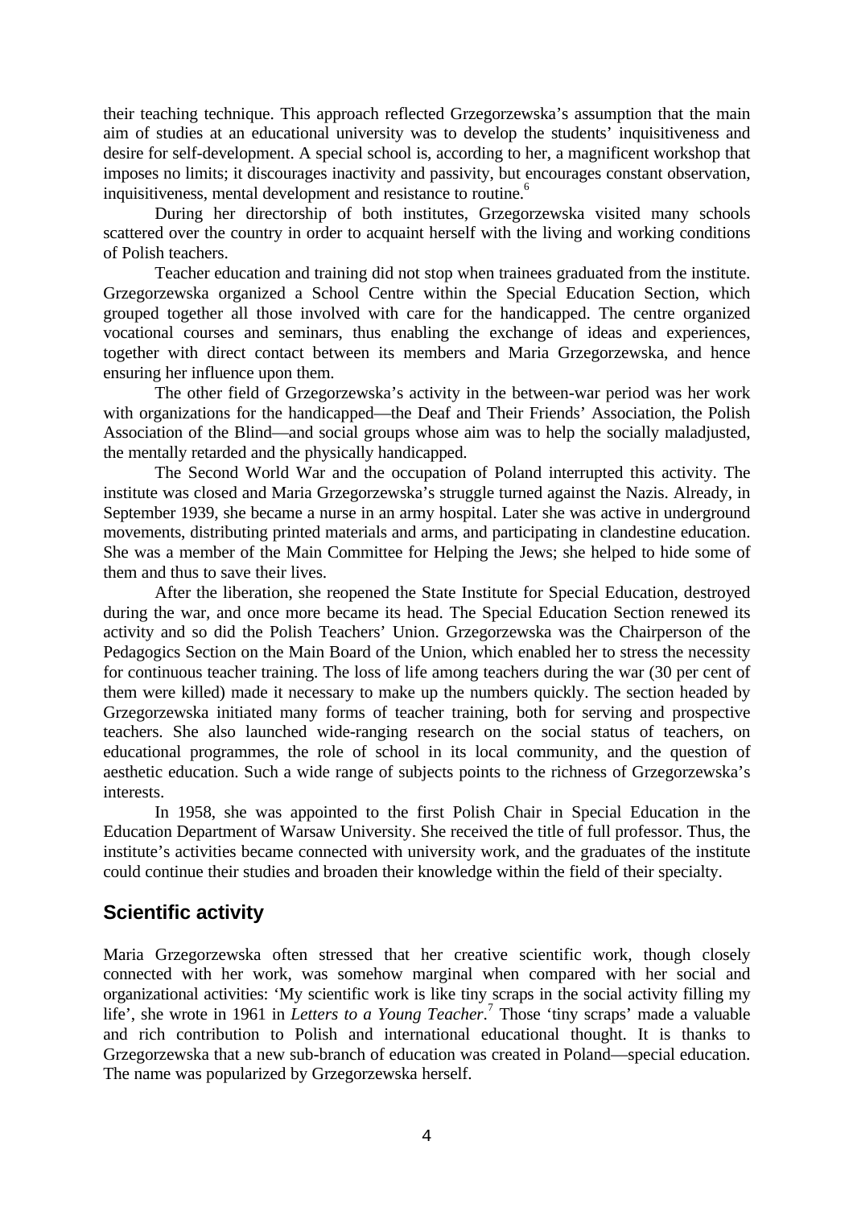their teaching technique. This approach reflected Grzegorzewska's assumption that the main aim of studies at an educational university was to develop the students' inquisitiveness and desire for self-development. A special school is, according to her, a magnificent workshop that imposes no limits; it discourages inactivity and passivity, but encourages constant observation, inquisitiveness, mental development and resistance to routine.[6]

During her directorship of both institutes, Grzegorzewska visited many schools scattered over the country in order to acquaint herself with the living and working conditions of Polish teachers.

Teacher education and training did not stop when trainees graduated from the institute. Grzegorzewska organized a School Centre within the Special Education Section, which grouped together all those involved with care for the handicapped. The centre organized vocational courses and seminars, thus enabling the exchange of ideas and experiences, together with direct contact between its members and Maria Grzegorzewska, and hence ensuring her influence upon them.

The other field of Grzegorzewska's activity in the between-war period was her work with organizations for the handicapped—the Deaf and Their Friends' Association, the Polish Association of the Blind—and social groups whose aim was to help the socially maladjusted, the mentally retarded and the physically handicapped.

The Second World War and the occupation of Poland interrupted this activity. The institute was closed and Maria Grzegorzewska's struggle turned against the Nazis. Already, in September 1939, she became a nurse in an army hospital. Later she was active in underground movements, distributing printed materials and arms, and participating in clandestine education. She was a member of the Main Committee for Helping the Jews; she helped to hide some of them and thus to save their lives.

After the liberation, she reopened the State Institute for Special Education, destroyed during the war, and once more became its head. The Special Education Section renewed its activity and so did the Polish Teachers' Union. Grzegorzewska was the Chairperson of the Pedagogics Section on the Main Board of the Union, which enabled her to stress the necessity for continuous teacher training. The loss of life among teachers during the war (30 per cent of them were killed) made it necessary to make up the numbers quickly. The section headed by Grzegorzewska initiated many forms of teacher training, both for serving and prospective teachers. She also launched wide-ranging research on the social status of teachers, on educational programmes, the role of school in its local community, and the question of aesthetic education. Such a wide range of subjects points to the richness of Grzegorzewska's interests.

In 1958, she was appointed to the first Polish Chair in Special Education in the Education Department of Warsaw University. She received the title of full professor. Thus, the institute's activities became connected with university work, and the graduates of the institute could continue their studies and broaden their knowledge within the field of their specialty.

## Scientific activity

Maria Grzegorzewska often stressed that her creative scientific work, though closely connected with her work, was somehow marginal when compared with her social and organizational activities: 'My scientific work is like tiny scraps in the social activity filling my life', she wrote in 1961 in *Letters to a Young Teacher*.[7] Those 'tiny scraps' made a valuable and rich contribution to Polish and international educational thought. It is thanks to Grzegorzewska that a new sub-branch of education was created in Poland—special education. The name was popularized by Grzegorzewska herself.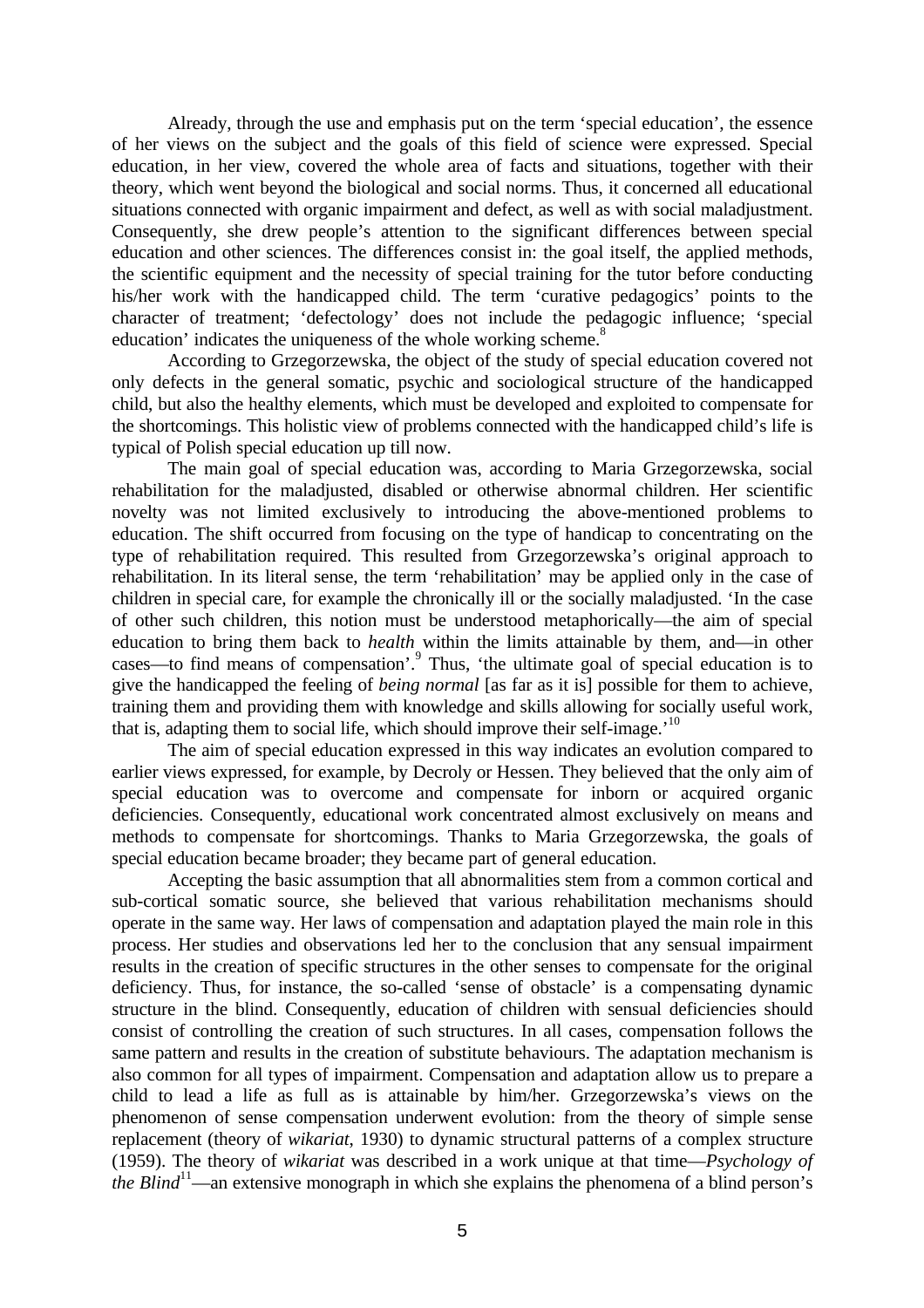Already, through the use and emphasis put on the term 'special education', the essence of her views on the subject and the goals of this field of science were expressed. Special education, in her view, covered the whole area of facts and situations, together with their theory, which went beyond the biological and social norms. Thus, it concerned all educational situations connected with organic impairment and defect, as well as with social maladjustment. Consequently, she drew people's attention to the significant differences between special education and other sciences. The differences consist in: the goal itself, the applied methods, the scientific equipment and the necessity of special training for the tutor before conducting his/her work with the handicapped child. The term 'curative pedagogics' points to the character of treatment; 'defectology' does not include the pedagogic influence; 'special education' indicates the uniqueness of the whole working scheme.[8]

According to Grzegorzewska, the object of the study of special education covered not only defects in the general somatic, psychic and sociological structure of the handicapped child, but also the healthy elements, which must be developed and exploited to compensate for the shortcomings. This holistic view of problems connected with the handicapped child's life is typical of Polish special education up till now.

The main goal of special education was, according to Maria Grzegorzewska, social rehabilitation for the maladjusted, disabled or otherwise abnormal children. Her scientific novelty was not limited exclusively to introducing the above-mentioned problems to education. The shift occurred from focusing on the type of handicap to concentrating on the type of rehabilitation required. This resulted from Grzegorzewska's original approach to rehabilitation. In its literal sense, the term 'rehabilitation' may be applied only in the case of children in special care, for example the chronically ill or the socially maladjusted. 'In the case of other such children, this notion must be understood metaphorically—the aim of special education to bring them back to *health* within the limits attainable by them, and—in other cases—to find means of compensation'.[9] Thus, 'the ultimate goal of special education is to give the handicapped the feeling of *being normal* [as far as it is] possible for them to achieve, training them and providing them with knowledge and skills allowing for socially useful work, that is, adapting them to social life, which should improve their self-image.'[10]

The aim of special education expressed in this way indicates an evolution compared to earlier views expressed, for example, by Decroly or Hessen. They believed that the only aim of special education was to overcome and compensate for inborn or acquired organic deficiencies. Consequently, educational work concentrated almost exclusively on means and methods to compensate for shortcomings. Thanks to Maria Grzegorzewska, the goals of special education became broader; they became part of general education.

Accepting the basic assumption that all abnormalities stem from a common cortical and sub-cortical somatic source, she believed that various rehabilitation mechanisms should operate in the same way. Her laws of compensation and adaptation played the main role in this process. Her studies and observations led her to the conclusion that any sensual impairment results in the creation of specific structures in the other senses to compensate for the original deficiency. Thus, for instance, the so-called 'sense of obstacle' is a compensating dynamic structure in the blind. Consequently, education of children with sensual deficiencies should consist of controlling the creation of such structures. In all cases, compensation follows the same pattern and results in the creation of substitute behaviours. The adaptation mechanism is also common for all types of impairment. Compensation and adaptation allow us to prepare a child to lead a life as full as is attainable by him/her. Grzegorzewska's views on the phenomenon of sense compensation underwent evolution: from the theory of simple sense replacement (theory of *wikariat*, 1930) to dynamic structural patterns of a complex structure (1959). The theory of *wikariat* was described in a work unique at that time—*Psychology of the Blind*[11]—an extensive monograph in which she explains the phenomena of a blind person's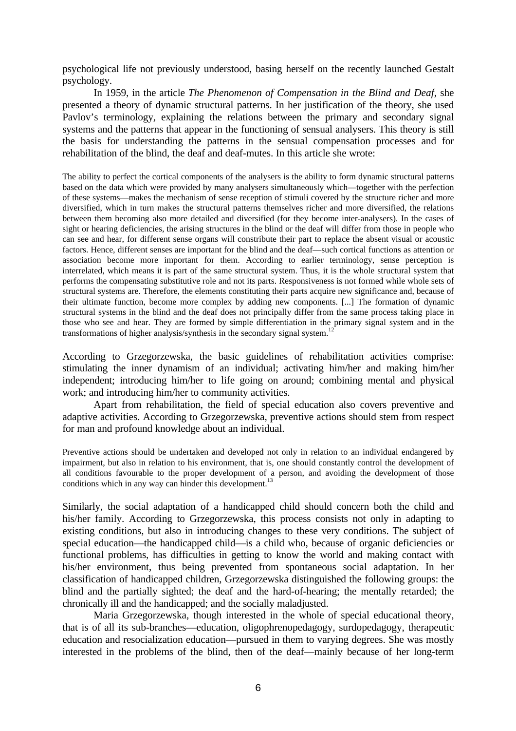psychological life not previously understood, basing herself on the recently launched Gestalt psychology.

In 1959, in the article *The Phenomenon of Compensation in the Blind and Deaf*, she presented a theory of dynamic structural patterns. In her justification of the theory, she used Pavlov's terminology, explaining the relations between the primary and secondary signal systems and the patterns that appear in the functioning of sensual analysers. This theory is still the basis for understanding the patterns in the sensual compensation processes and for rehabilitation of the blind, the deaf and deaf-mutes. In this article she wrote:

> The ability to perfect the cortical components of the analysers is the ability to form dynamic structural patterns based on the data which were provided by many analysers simultaneously which—together with the perfection of these systems—makes the mechanism of sense reception of stimuli covered by the structure richer and more diversified, which in turn makes the structural patterns themselves richer and more diversified, the relations between them becoming also more detailed and diversified (for they become inter-analysers). In the cases of sight or hearing deficiencies, the arising structures in the blind or the deaf will differ from those in people who can see and hear, for different sense organs will constribute their part to replace the absent visual or acoustic factors. Hence, different senses are important for the blind and the deaf—such cortical functions as attention or association become more important for them. According to earlier terminology, sense perception is interrelated, which means it is part of the same structural system. Thus, it is the whole structural system that performs the compensating substitutive role and not its parts. Responsiveness is not formed while whole sets of structural systems are. Therefore, the elements constituting their parts acquire new significance and, because of their ultimate function, become more complex by adding new components. [...] The formation of dynamic structural systems in the blind and the deaf does not principally differ from the same process taking place in those who see and hear. They are formed by simple differentiation in the primary signal system and in the transformations of higher analysis/synthesis in the secondary signal system.[12]

According to Grzegorzewska, the basic guidelines of rehabilitation activities comprise: stimulating the inner dynamism of an individual; activating him/her and making him/her independent; introducing him/her to life going on around; combining mental and physical work; and introducing him/her to community activities.

Apart from rehabilitation, the field of special education also covers preventive and adaptive activities. According to Grzegorzewska, preventive actions should stem from respect for man and profound knowledge about an individual.

> Preventive actions should be undertaken and developed not only in relation to an individual endangered by impairment, but also in relation to his environment, that is, one should constantly control the development of all conditions favourable to the proper development of a person, and avoiding the development of those conditions which in any way can hinder this development.[13]

Similarly, the social adaptation of a handicapped child should concern both the child and his/her family. According to Grzegorzewska, this process consists not only in adapting to existing conditions, but also in introducing changes to these very conditions. The subject of special education—the handicapped child—is a child who, because of organic deficiencies or functional problems, has difficulties in getting to know the world and making contact with his/her environment, thus being prevented from spontaneous social adaptation. In her classification of handicapped children, Grzegorzewska distinguished the following groups: the blind and the partially sighted; the deaf and the hard-of-hearing; the mentally retarded; the chronically ill and the handicapped; and the socially maladjusted.

Maria Grzegorzewska, though interested in the whole of special educational theory, that is of all its sub-branches—education, oligophrenopedagogy, surdopedagogy, therapeutic education and resocialization education—pursued in them to varying degrees. She was mostly interested in the problems of the blind, then of the deaf—mainly because of her long-term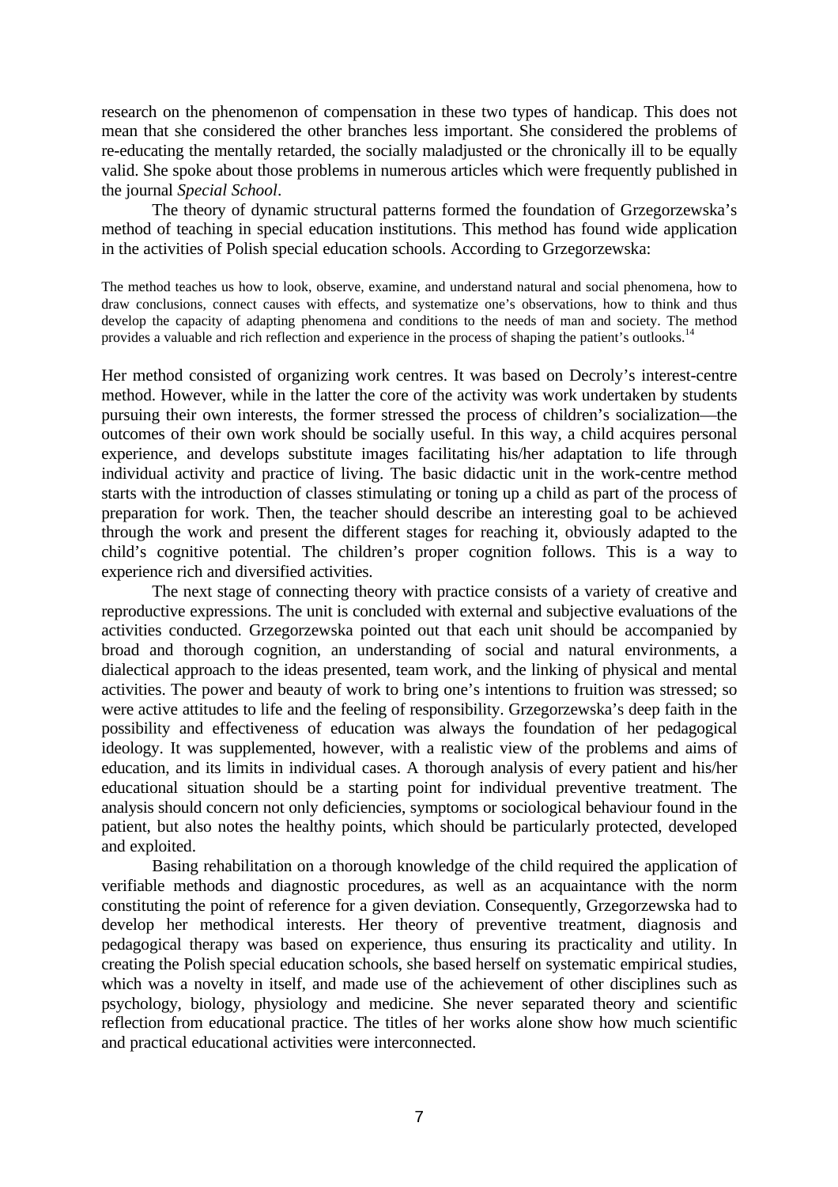research on the phenomenon of compensation in these two types of handicap. This does not mean that she considered the other branches less important. She considered the problems of re-educating the mentally retarded, the socially maladjusted or the chronically ill to be equally valid. She spoke about those problems in numerous articles which were frequently published in the journal *Special School*.

The theory of dynamic structural patterns formed the foundation of Grzegorzewska's method of teaching in special education institutions. This method has found wide application in the activities of Polish special education schools. According to Grzegorzewska:

> The method teaches us how to look, observe, examine, and understand natural and social phenomena, how to draw conclusions, connect causes with effects, and systematize one's observations, how to think and thus develop the capacity of adapting phenomena and conditions to the needs of man and society. The method provides a valuable and rich reflection and experience in the process of shaping the patient's outlooks.[14]

Her method consisted of organizing work centres. It was based on Decroly's interest-centre method. However, while in the latter the core of the activity was work undertaken by students pursuing their own interests, the former stressed the process of children's socialization—the outcomes of their own work should be socially useful. In this way, a child acquires personal experience, and develops substitute images facilitating his/her adaptation to life through individual activity and practice of living. The basic didactic unit in the work-centre method starts with the introduction of classes stimulating or toning up a child as part of the process of preparation for work. Then, the teacher should describe an interesting goal to be achieved through the work and present the different stages for reaching it, obviously adapted to the child's cognitive potential. The children's proper cognition follows. This is a way to experience rich and diversified activities.

The next stage of connecting theory with practice consists of a variety of creative and reproductive expressions. The unit is concluded with external and subjective evaluations of the activities conducted. Grzegorzewska pointed out that each unit should be accompanied by broad and thorough cognition, an understanding of social and natural environments, a dialectical approach to the ideas presented, team work, and the linking of physical and mental activities. The power and beauty of work to bring one's intentions to fruition was stressed; so were active attitudes to life and the feeling of responsibility. Grzegorzewska's deep faith in the possibility and effectiveness of education was always the foundation of her pedagogical ideology. It was supplemented, however, with a realistic view of the problems and aims of education, and its limits in individual cases. A thorough analysis of every patient and his/her educational situation should be a starting point for individual preventive treatment. The analysis should concern not only deficiencies, symptoms or sociological behaviour found in the patient, but also notes the healthy points, which should be particularly protected, developed and exploited.

Basing rehabilitation on a thorough knowledge of the child required the application of verifiable methods and diagnostic procedures, as well as an acquaintance with the norm constituting the point of reference for a given deviation. Consequently, Grzegorzewska had to develop her methodical interests. Her theory of preventive treatment, diagnosis and pedagogical therapy was based on experience, thus ensuring its practicality and utility. In creating the Polish special education schools, she based herself on systematic empirical studies, which was a novelty in itself, and made use of the achievement of other disciplines such as psychology, biology, physiology and medicine. She never separated theory and scientific reflection from educational practice. The titles of her works alone show how much scientific and practical educational activities were interconnected.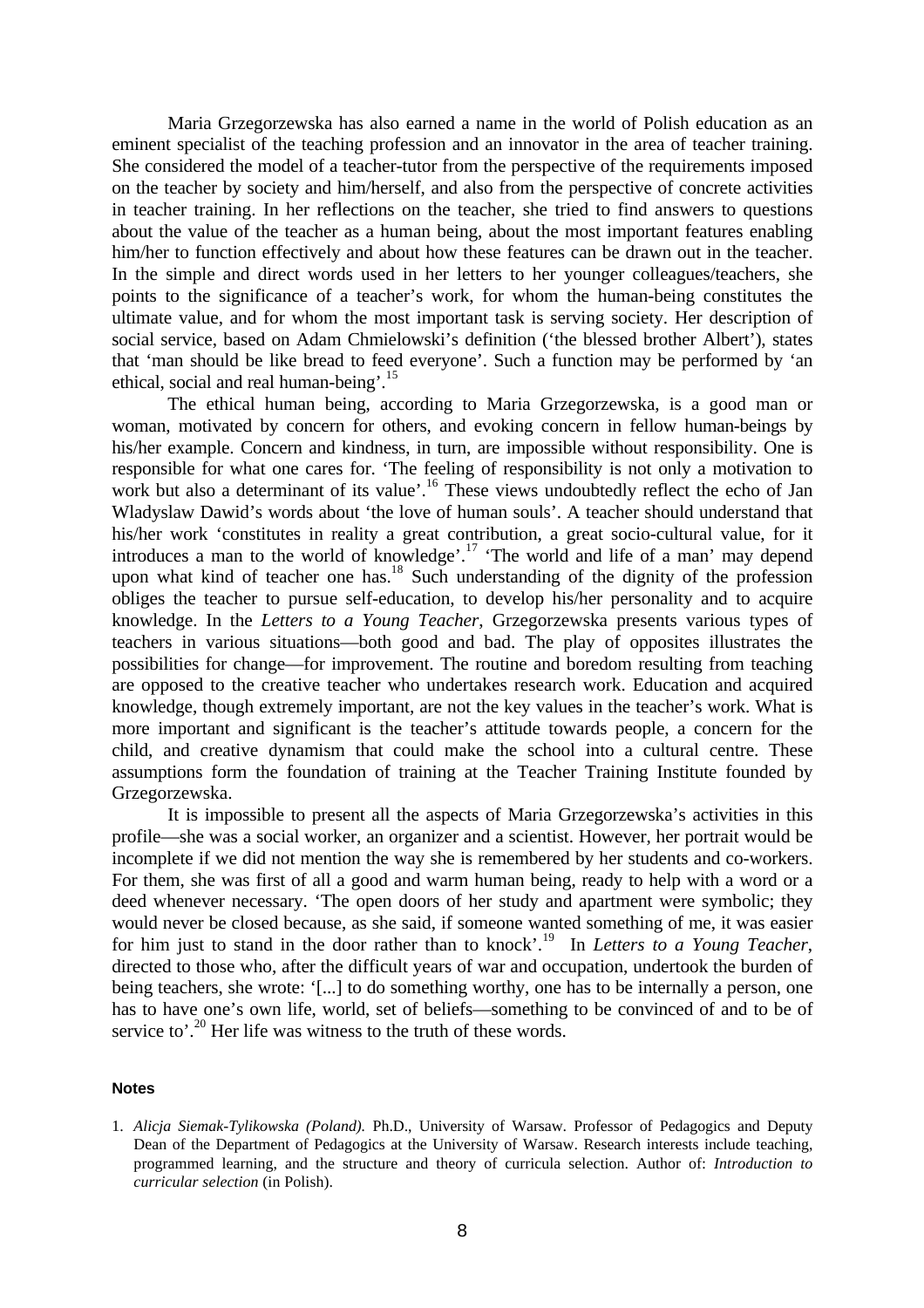Maria Grzegorzewska has also earned a name in the world of Polish education as an eminent specialist of the teaching profession and an innovator in the area of teacher training. She considered the model of a teacher-tutor from the perspective of the requirements imposed on the teacher by society and him/herself, and also from the perspective of concrete activities in teacher training. In her reflections on the teacher, she tried to find answers to questions about the value of the teacher as a human being, about the most important features enabling him/her to function effectively and about how these features can be drawn out in the teacher. In the simple and direct words used in her letters to her younger colleagues/teachers, she points to the significance of a teacher's work, for whom the human-being constitutes the ultimate value, and for whom the most important task is serving society. Her description of social service, based on Adam Chmielowski's definition ('the blessed brother Albert'), states that 'man should be like bread to feed everyone'. Such a function may be performed by 'an ethical, social and real human-being'.[15]

The ethical human being, according to Maria Grzegorzewska, is a good man or woman, motivated by concern for others, and evoking concern in fellow human-beings by his/her example. Concern and kindness, in turn, are impossible without responsibility. One is responsible for what one cares for. 'The feeling of responsibility is not only a motivation to work but also a determinant of its value'.[16] These views undoubtedly reflect the echo of Jan Wladyslaw Dawid's words about 'the love of human souls'. A teacher should understand that his/her work 'constitutes in reality a great contribution, a great socio-cultural value, for it introduces a man to the world of knowledge'.[17] 'The world and life of a man' may depend upon what kind of teacher one has.[18] Such understanding of the dignity of the profession obliges the teacher to pursue self-education, to develop his/her personality and to acquire knowledge. In the *Letters to a Young Teacher*, Grzegorzewska presents various types of teachers in various situations—both good and bad. The play of opposites illustrates the possibilities for change—for improvement. The routine and boredom resulting from teaching are opposed to the creative teacher who undertakes research work. Education and acquired knowledge, though extremely important, are not the key values in the teacher's work. What is more important and significant is the teacher's attitude towards people, a concern for the child, and creative dynamism that could make the school into a cultural centre. These assumptions form the foundation of training at the Teacher Training Institute founded by Grzegorzewska.

It is impossible to present all the aspects of Maria Grzegorzewska's activities in this profile—she was a social worker, an organizer and a scientist. However, her portrait would be incomplete if we did not mention the way she is remembered by her students and co-workers. For them, she was first of all a good and warm human being, ready to help with a word or a deed whenever necessary. 'The open doors of her study and apartment were symbolic; they would never be closed because, as she said, if someone wanted something of me, it was easier for him just to stand in the door rather than to knock'.[19] In *Letters to a Young Teacher*, directed to those who, after the difficult years of war and occupation, undertook the burden of being teachers, she wrote: '[...] to do something worthy, one has to be internally a person, one has to have one's own life, world, set of beliefs—something to be convinced of and to be of service to'.[20] Her life was witness to the truth of these words.

### Notes

1. *Alicja Siemak-Tylikowska (Poland).* Ph.D., University of Warsaw. Professor of Pedagogics and Deputy Dean of the Department of Pedagogics at the University of Warsaw. Research interests include teaching, programmed learning, and the structure and theory of curricula selection. Author of: *Introduction to curricular selection* (in Polish).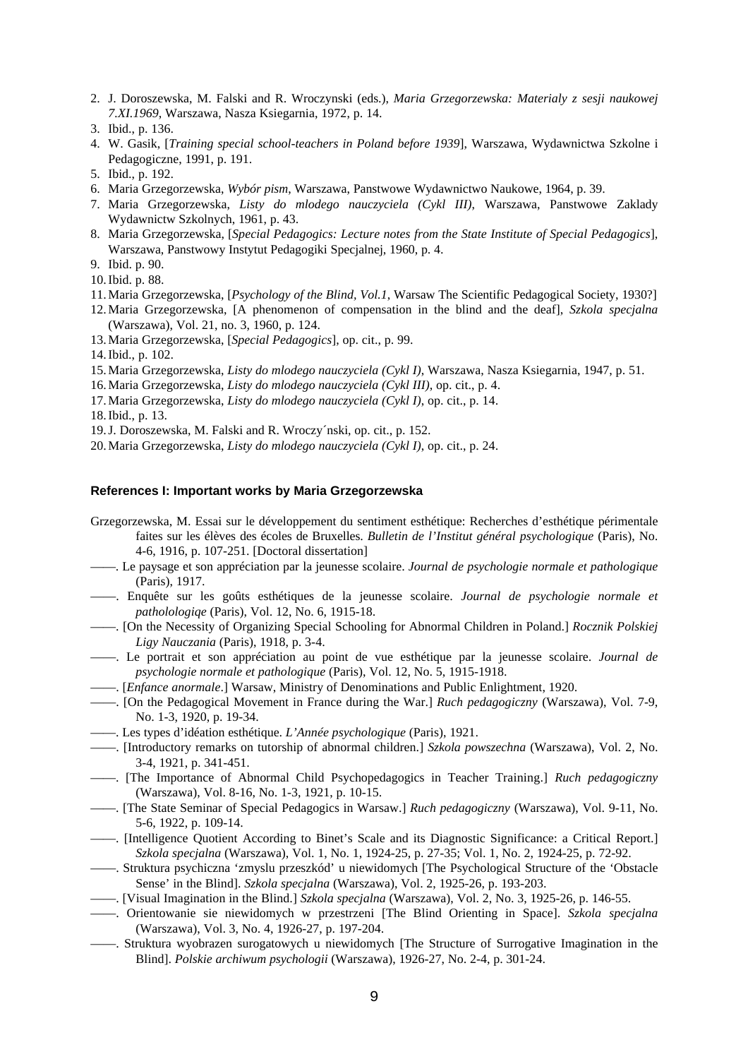2. J. Doroszewska, M. Falski and R. Wroczynski (eds.), *Maria Grzegorzewska: Materialy z sesji naukowej 7.XI.1969*, Warszawa, Nasza Ksiegarnia, 1972, p. 14.
3. Ibid., p. 136.
4. W. Gasik, [*Training special school-teachers in Poland before 1939*], Warszawa, Wydawnictwa Szkolne i Pedagogiczne, 1991, p. 191.
5. Ibid., p. 192.
6. Maria Grzegorzewska, *Wybór pism*, Warszawa, Panstwowe Wydawnictwo Naukowe, 1964, p. 39.
7. Maria Grzegorzewska, *Listy do mlodego nauczyciela (Cykl III)*, Warszawa, Panstwowe Zaklady Wydawnictw Szkolnych, 1961, p. 43.
8. Maria Grzegorzewska, [*Special Pedagogics: Lecture notes from the State Institute of Special Pedagogics*], Warszawa, Panstwowy Instytut Pedagogiki Specjalnej, 1960, p. 4.
9. Ibid. p. 90.
10. Ibid. p. 88.
11. Maria Grzegorzewska, [*Psychology of the Blind, Vol.1*, Warsaw The Scientific Pedagogical Society, 1930?]
12. Maria Grzegorzewska, [A phenomenon of compensation in the blind and the deaf], *Szkola specjalna* (Warszawa), Vol. 21, no. 3, 1960, p. 124.
13. Maria Grzegorzewska, [*Special Pedagogics*], op. cit., p. 99.
14. Ibid., p. 102.
15. Maria Grzegorzewska, *Listy do mlodego nauczyciela (Cykl I)*, Warszawa, Nasza Ksiegarnia, 1947, p. 51.
16. Maria Grzegorzewska, *Listy do mlodego nauczyciela (Cykl III)*, op. cit., p. 4.
17. Maria Grzegorzewska, *Listy do mlodego nauczyciela (Cykl I)*, op. cit., p. 14.
18. Ibid., p. 13.
19. J. Doroszewska, M. Falski and R. Wroczy´nski, op. cit., p. 152.
20. Maria Grzegorzewska, *Listy do mlodego nauczyciela (Cykl I)*, op. cit., p. 24.

### References I: Important works by Maria Grzegorzewska

Grzegorzewska, M. Essai sur le développement du sentiment esthétique: Recherches d'esthétique périmentale faites sur les élèves des écoles de Bruxelles. *Bulletin de l'Institut général psychologique* (Paris), No. 4-6, 1916, p. 107-251. [Doctoral dissertation]

——. Le paysage et son appréciation par la jeunesse scolaire. *Journal de psychologie normale et pathologique* (Paris), 1917.

——. Enquête sur les goûts esthétiques de la jeunesse scolaire. *Journal de psychologie normale et patholologiqe* (Paris), Vol. 12, No. 6, 1915-18.

——. [On the Necessity of Organizing Special Schooling for Abnormal Children in Poland.] *Rocznik Polskiej Ligy Nauczania* (Paris), 1918, p. 3-4.

——. Le portrait et son appréciation au point de vue esthétique par la jeunesse scolaire. *Journal de psychologie normale et pathologique* (Paris), Vol. 12, No. 5, 1915-1918.

——. [*Enfance anormale*.] Warsaw, Ministry of Denominations and Public Enlightment, 1920.

——. [On the Pedagogical Movement in France during the War.] *Ruch pedagogiczny* (Warszawa), Vol. 7-9, No. 1-3, 1920, p. 19-34.

——. Les types d'idéation esthétique. *L'Année psychologique* (Paris), 1921.

——. [Introductory remarks on tutorship of abnormal children.] *Szkola powszechna* (Warszawa), Vol. 2, No. 3-4, 1921, p. 341-451.

——. [The Importance of Abnormal Child Psychopedagogics in Teacher Training.] *Ruch pedagogiczny* (Warszawa), Vol. 8-16, No. 1-3, 1921, p. 10-15.

——. [The State Seminar of Special Pedagogics in Warsaw.] *Ruch pedagogiczny* (Warszawa), Vol. 9-11, No. 5-6, 1922, p. 109-14.

——. [Intelligence Quotient According to Binet's Scale and its Diagnostic Significance: a Critical Report.] *Szkola specjalna* (Warszawa), Vol. 1, No. 1, 1924-25, p. 27-35; Vol. 1, No. 2, 1924-25, p. 72-92.

——. Struktura psychiczna 'zmyslu przeszkód' u niewidomych [The Psychological Structure of the 'Obstacle Sense' in the Blind]. *Szkola specjalna* (Warszawa), Vol. 2, 1925-26, p. 193-203.

——. [Visual Imagination in the Blind.] *Szkola specjalna* (Warszawa), Vol. 2, No. 3, 1925-26, p. 146-55.

——. Orientowanie sie niewidomych w przestrzeni [The Blind Orienting in Space]. *Szkola specjalna* (Warszawa), Vol. 3, No. 4, 1926-27, p. 197-204.

——. Struktura wyobrazen surogatowych u niewidomych [The Structure of Surrogative Imagination in the Blind]. *Polskie archiwum psychologii* (Warszawa), 1926-27, No. 2-4, p. 301-24.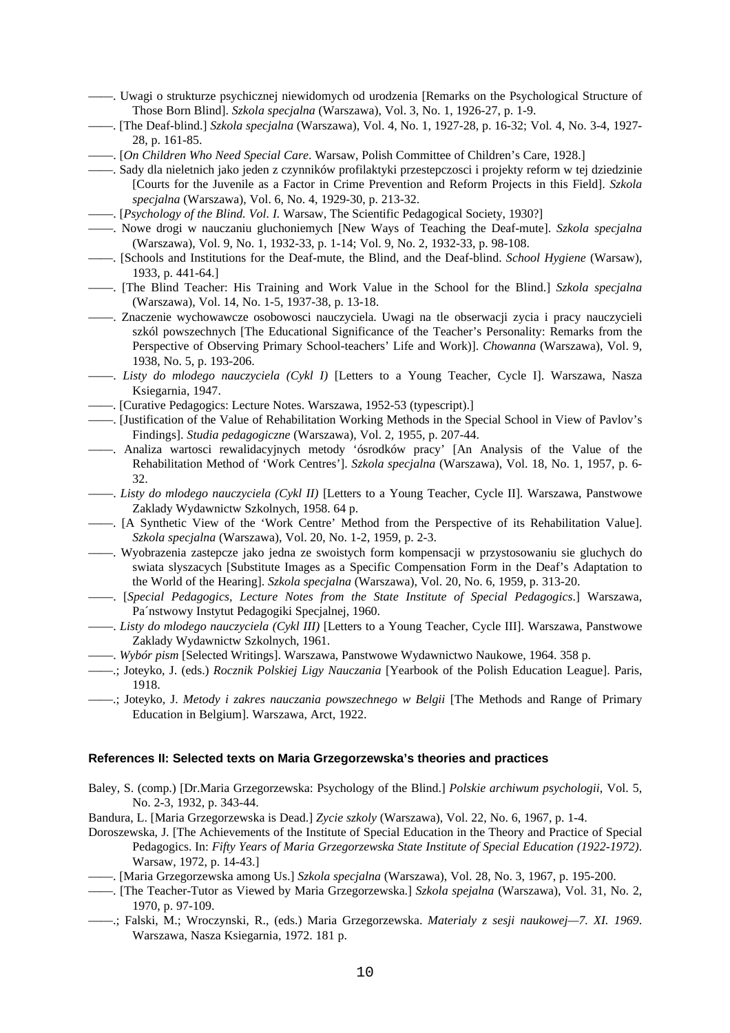——. Uwagi o strukturze psychicznej niewidomych od urodzenia [Remarks on the Psychological Structure of Those Born Blind]. *Szkola specjalna* (Warszawa), Vol. 3, No. 1, 1926-27, p. 1-9.

——. [The Deaf-blind.] *Szkola specjalna* (Warszawa), Vol. 4, No. 1, 1927-28, p. 16-32; Vol. 4, No. 3-4, 1927-28, p. 161-85.

——. [*On Children Who Need Special Care*. Warsaw, Polish Committee of Children's Care, 1928.]

——. Sady dla nieletnich jako jeden z czynników profilaktyki przestepczosci i projekty reform w tej dziedzinie [Courts for the Juvenile as a Factor in Crime Prevention and Reform Projects in this Field]. *Szkola specjalna* (Warszawa), Vol. 6, No. 4, 1929-30, p. 213-32.

——. [*Psychology of the Blind. Vol. I*. Warsaw, The Scientific Pedagogical Society, 1930?]

——. Nowe drogi w nauczaniu gluchoniemych [New Ways of Teaching the Deaf-mute]. *Szkola specjalna* (Warszawa), Vol. 9, No. 1, 1932-33, p. 1-14; Vol. 9, No. 2, 1932-33, p. 98-108.

——. [Schools and Institutions for the Deaf-mute, the Blind, and the Deaf-blind. *School Hygiene* (Warsaw), 1933, p. 441-64.]

——. [The Blind Teacher: His Training and Work Value in the School for the Blind.] *Szkola specjalna* (Warszawa), Vol. 14, No. 1-5, 1937-38, p. 13-18.

——. Znaczenie wychowawcze osobowosci nauczyciela. Uwagi na tle obserwacji zycia i pracy nauczycieli szkól powszechnych [The Educational Significance of the Teacher's Personality: Remarks from the Perspective of Observing Primary School-teachers' Life and Work)]. *Chowanna* (Warszawa), Vol. 9, 1938, No. 5, p. 193-206.

——. *Listy do mlodego nauczyciela (Cykl I)* [Letters to a Young Teacher, Cycle I]. Warszawa, Nasza Ksiegarnia, 1947.

——. [Curative Pedagogics: Lecture Notes. Warszawa, 1952-53 (typescript).]

——. [Justification of the Value of Rehabilitation Working Methods in the Special School in View of Pavlov's Findings]. *Studia pedagogiczne* (Warszawa), Vol. 2, 1955, p. 207-44.

——. Analiza wartosci rewalidacyjnych metody 'ósrodków pracy' [An Analysis of the Value of the Rehabilitation Method of 'Work Centres']. *Szkola specjalna* (Warszawa), Vol. 18, No. 1, 1957, p. 6-32.

——. *Listy do mlodego nauczyciela (Cykl II)* [Letters to a Young Teacher, Cycle II]. Warszawa, Panstwowe Zaklady Wydawnictw Szkolnych, 1958. 64 p.

——. [A Synthetic View of the 'Work Centre' Method from the Perspective of its Rehabilitation Value]. *Szkola specjalna* (Warszawa), Vol. 20, No. 1-2, 1959, p. 2-3.

——. Wyobrazenia zastepcze jako jedna ze swoistych form kompensacji w przystosowaniu sie gluchych do swiata slyszacych [Substitute Images as a Specific Compensation Form in the Deaf's Adaptation to the World of the Hearing]. *Szkola specjalna* (Warszawa), Vol. 20, No. 6, 1959, p. 313-20.

——. [*Special Pedagogics, Lecture Notes from the State Institute of Special Pedagogics*.] Warszawa, Pa´nstwowy Instytut Pedagogiki Specjalnej, 1960.

——. *Listy do mlodego nauczyciela (Cykl III)* [Letters to a Young Teacher, Cycle III]. Warszawa, Panstwowe Zaklady Wydawnictw Szkolnych, 1961.

——. *Wybór pism* [Selected Writings]. Warszawa, Panstwowe Wydawnictwo Naukowe, 1964. 358 p.

——.; Joteyko, J. (eds.) *Rocznik Polskiej Ligy Nauczania* [Yearbook of the Polish Education League]. Paris, 1918.

——.; Joteyko, J. *Metody i zakres nauczania powszechnego w Belgii* [The Methods and Range of Primary Education in Belgium]. Warszawa, Arct, 1922.

#### References II: Selected texts on Maria Grzegorzewska's theories and practices

Baley, S. (comp.) [Dr.Maria Grzegorzewska: Psychology of the Blind.] *Polskie archiwum psychologii*, Vol. 5, No. 2-3, 1932, p. 343-44.

Bandura, L. [Maria Grzegorzewska is Dead.] *Zycie szkoly* (Warszawa), Vol. 22, No. 6, 1967, p. 1-4.

Doroszewska, J. [The Achievements of the Institute of Special Education in the Theory and Practice of Special Pedagogics. In: *Fifty Years of Maria Grzegorzewska State Institute of Special Education (1922-1972)*. Warsaw, 1972, p. 14-43.]

——. [Maria Grzegorzewska among Us.] *Szkola specjalna* (Warszawa), Vol. 28, No. 3, 1967, p. 195-200.

——. [The Teacher-Tutor as Viewed by Maria Grzegorzewska.] *Szkola spejalna* (Warszawa), Vol. 31, No. 2, 1970, p. 97-109.

——.; Falski, M.; Wroczynski, R., (eds.) Maria Grzegorzewska. *Materialy z sesji naukowej—7. XI. 1969*. Warszawa, Nasza Ksiegarnia, 1972. 181 p.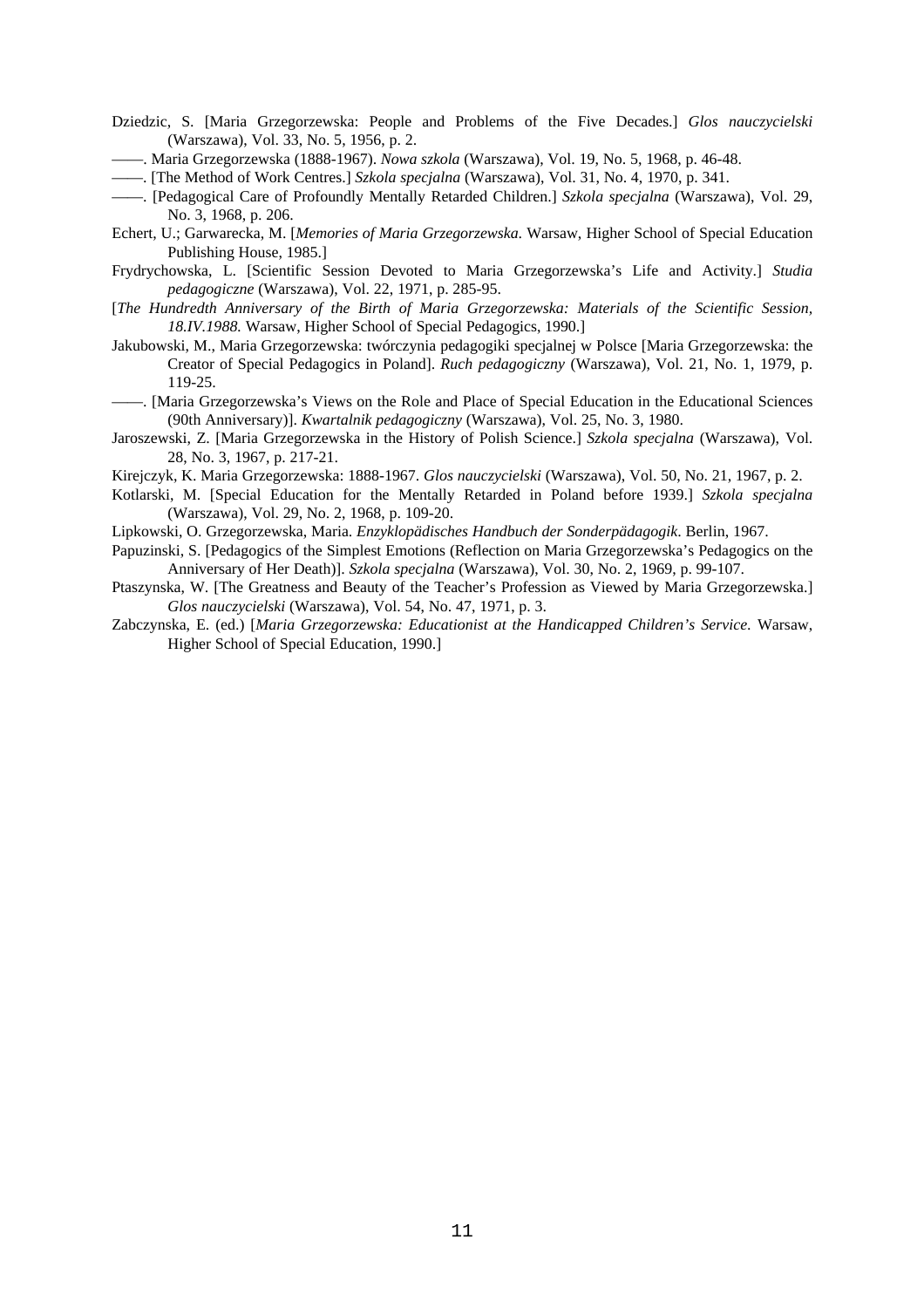Dziedzic, S. [Maria Grzegorzewska: People and Problems of the Five Decades.] *Glos nauczycielski* (Warszawa), Vol. 33, No. 5, 1956, p. 2.

——. Maria Grzegorzewska (1888-1967). *Nowa szkola* (Warszawa), Vol. 19, No. 5, 1968, p. 46-48.

——. [The Method of Work Centres.] *Szkola specjalna* (Warszawa), Vol. 31, No. 4, 1970, p. 341.

——. [Pedagogical Care of Profoundly Mentally Retarded Children.] *Szkola specjalna* (Warszawa), Vol. 29, No. 3, 1968, p. 206.

Echert, U.; Garwarecka, M. [*Memories of Maria Grzegorzewska.* Warsaw, Higher School of Special Education Publishing House, 1985.]

Frydrychowska, L. [Scientific Session Devoted to Maria Grzegorzewska's Life and Activity.] *Studia pedagogiczne* (Warszawa), Vol. 22, 1971, p. 285-95.

[*The Hundredth Anniversary of the Birth of Maria Grzegorzewska: Materials of the Scientific Session, 18.IV.1988.* Warsaw, Higher School of Special Pedagogics, 1990.]

Jakubowski, M., Maria Grzegorzewska: twórczynia pedagogiki specjalnej w Polsce [Maria Grzegorzewska: the Creator of Special Pedagogics in Poland]. *Ruch pedagogiczny* (Warszawa), Vol. 21, No. 1, 1979, p. 119-25.

——. [Maria Grzegorzewska's Views on the Role and Place of Special Education in the Educational Sciences (90th Anniversary)]. *Kwartalnik pedagogiczny* (Warszawa), Vol. 25, No. 3, 1980.

Jaroszewski, Z. [Maria Grzegorzewska in the History of Polish Science.] *Szkola specjalna* (Warszawa), Vol. 28, No. 3, 1967, p. 217-21.

Kirejczyk, K. Maria Grzegorzewska: 1888-1967. *Glos nauczycielski* (Warszawa), Vol. 50, No. 21, 1967, p. 2.

Kotlarski, M. [Special Education for the Mentally Retarded in Poland before 1939.] *Szkola specjalna* (Warszawa), Vol. 29, No. 2, 1968, p. 109-20.

Lipkowski, O. Grzegorzewska, Maria. *Enzyklopädisches Handbuch der Sonderpädagogik*. Berlin, 1967.

Papuzinski, S. [Pedagogics of the Simplest Emotions (Reflection on Maria Grzegorzewska's Pedagogics on the Anniversary of Her Death)]. *Szkola specjalna* (Warszawa), Vol. 30, No. 2, 1969, p. 99-107.

Ptaszynska, W. [The Greatness and Beauty of the Teacher's Profession as Viewed by Maria Grzegorzewska.] *Glos nauczycielski* (Warszawa), Vol. 54, No. 47, 1971, p. 3.

Zabczynska, E. (ed.) [*Maria Grzegorzewska: Educationist at the Handicapped Children's Service.* Warsaw, Higher School of Special Education, 1990.]